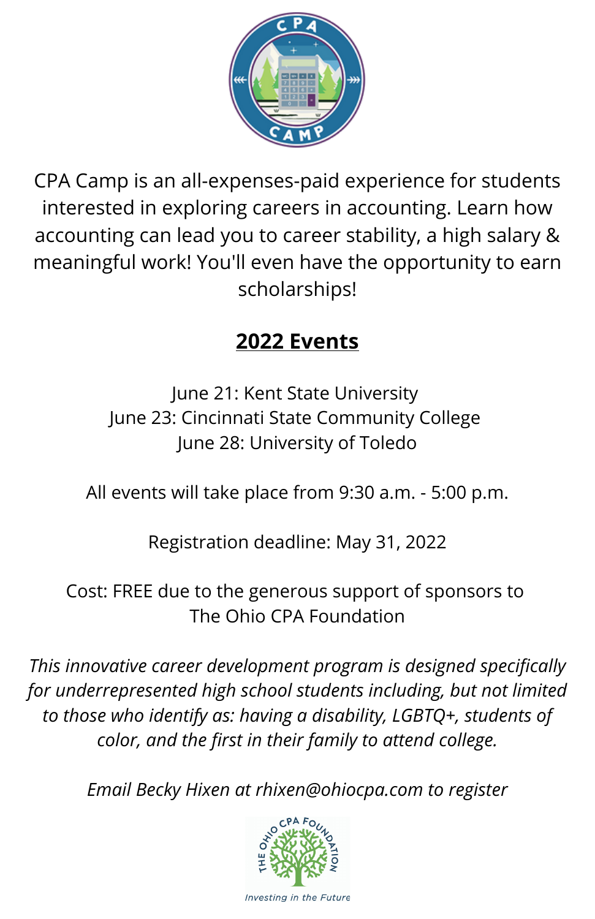CPA Camp is an all-expenses-paid experience for students interested in exploring careers in accounting. Learn how accounting can lead you to career stability, a high salary & meaningful work! You'll even have the opportunity to earn scholarships!

## 2022 Events

June 21: Kent State University
June 23: Cincinnati State Community College
June 28: University of Toledo

All events will take place from 9:30 a.m. - 5:00 p.m.

Registration deadline: May 31, 2022

Cost: FREE due to the generous support of sponsors to The Ohio CPA Foundation

*This innovative career development program is designed specifically for underrepresented high school students including, but not limited to those who identify as: having a disability, LGBTQ+, students of color, and the first in their family to attend college.*

*Email Becky Hixen at rhixen@ohiocpa.com to register*

*Investing in the Future*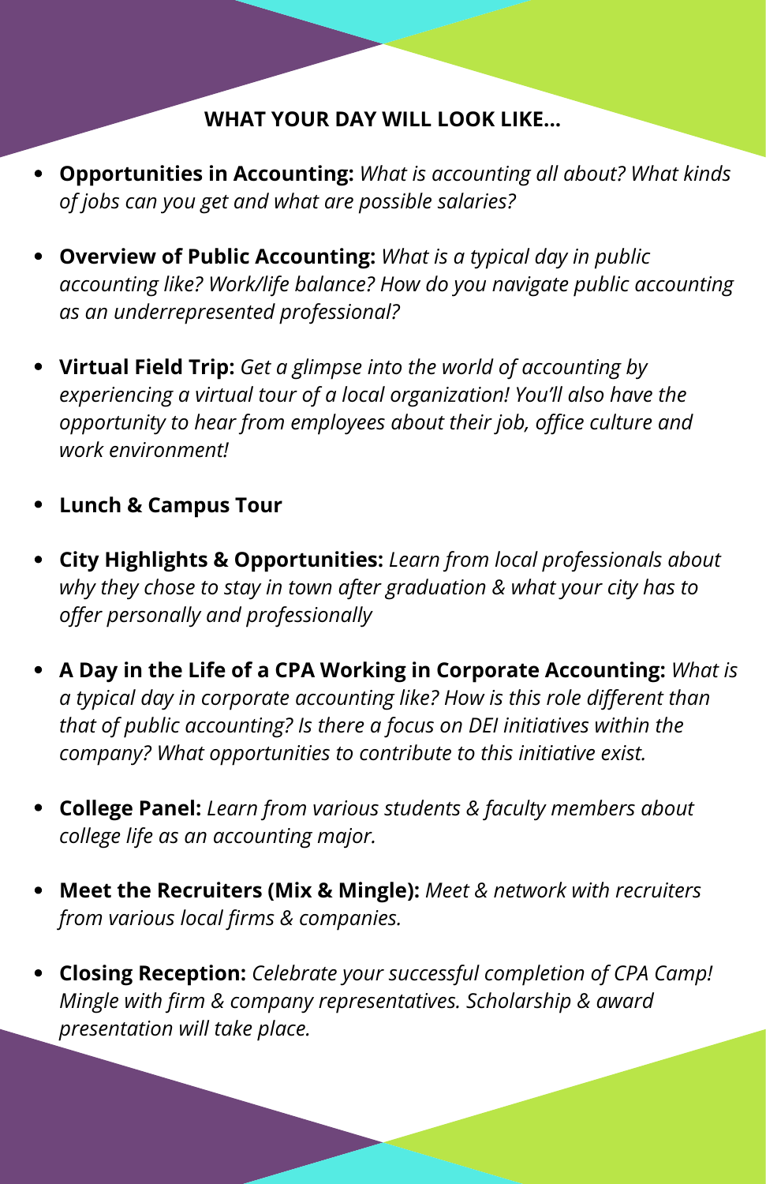## WHAT YOUR DAY WILL LOOK LIKE...

- **Opportunities in Accounting:** *What is accounting all about? What kinds of jobs can you get and what are possible salaries?*
- **Overview of Public Accounting:** *What is a typical day in public accounting like? Work/life balance? How do you navigate public accounting as an underrepresented professional?*
- **Virtual Field Trip:** *Get a glimpse into the world of accounting by experiencing a virtual tour of a local organization! You'll also have the opportunity to hear from employees about their job, office culture and work environment!*
- **Lunch & Campus Tour**
- **City Highlights & Opportunities:** *Learn from local professionals about why they chose to stay in town after graduation & what your city has to offer personally and professionally*
- **A Day in the Life of a CPA Working in Corporate Accounting:** *What is a typical day in corporate accounting like? How is this role different than that of public accounting? Is there a focus on DEI initiatives within the company? What opportunities to contribute to this initiative exist.*
- **College Panel:** *Learn from various students & faculty members about college life as an accounting major.*
- **Meet the Recruiters (Mix & Mingle):** *Meet & network with recruiters from various local firms & companies.*
- **Closing Reception:** *Celebrate your successful completion of CPA Camp! Mingle with firm & company representatives. Scholarship & award presentation will take place.*